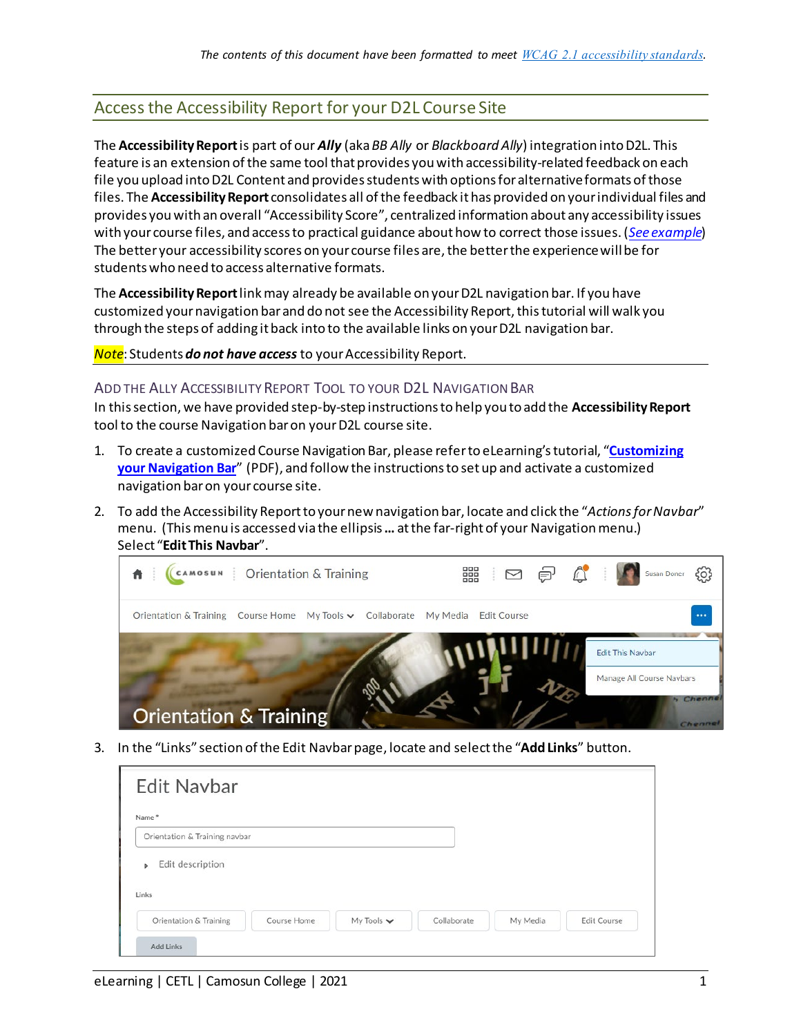*The contents of this document have been formatted to meet [WCAG 2.1 accessibility standards](#).*

## Access the Accessibility Report for your D2L Course Site

The **Accessibility Report** is part of our ***Ally*** (aka *BB Ally* or *Blackboard Ally*) integration into D2L. This feature is an extension of the same tool that provides you with accessibility-related feedback on each file you upload into D2L Content and provides students with options for alternative formats of those files. The **Accessibility Report** consolidates all of the feedback it has provided on your individual files and provides you with an overall "Accessibility Score", centralized information about any accessibility issues with your course files, and access to practical guidance about how to correct those issues. (*See example*) The better your accessibility scores on your course files are, the better the experience will be for students who need to access alternative formats.

The **Accessibility Report** link may already be available on your D2L navigation bar. If you have customized your navigation bar and do not see the Accessibility Report, this tutorial will walk you through the steps of adding it back into to the available links on your D2L navigation bar.

*Note*: Students ***do not have access*** to your Accessibility Report.

### Add the Ally Accessibility Report Tool to your D2L Navigation Bar

In this section, we have provided step-by-step instructions to help you to add the **Accessibility Report** tool to the course Navigation bar on your D2L course site.

1. To create a customized Course Navigation Bar, please refer to eLearning's tutorial, "**Customizing your Navigation Bar**" (PDF), and follow the instructions to set up and activate a customized navigation bar on your course site.
2. To add the Accessibility Report to your new navigation bar, locate and click the "*Actions for Navbar*" menu. (This menu is accessed via the ellipsis **…** at the far-right of your Navigation menu.) Select "**Edit This Navbar**".
3. In the "Links" section of the Edit Navbar page, locate and select the "**Add Links**" button.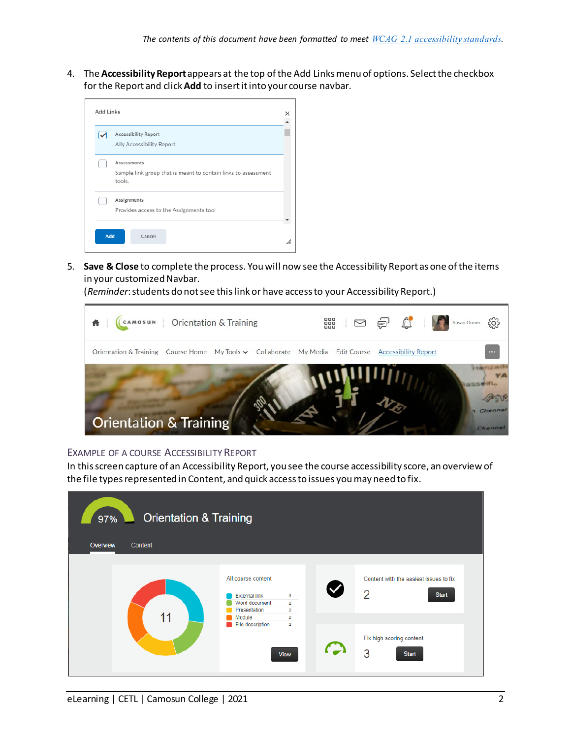*The contents of this document have been formatted to meet [WCAG 2.1 accessibility standards](#).*

4. The **Accessibility Report** appears at the top of the Add Links menu of options. Select the checkbox for the Report and click **Add** to insert it into your course navbar.

5. **Save & Close** to complete the process. You will now see the Accessibility Report as one of the items in your customized Navbar.
(*Reminder*: students do not see this link or have access to your Accessibility Report.)

### Example of a Course Accessibility Report

In this screen capture of an Accessibility Report, you see the course accessibility score, an overview of the file types represented in Content, and quick access to issues you may need to fix.